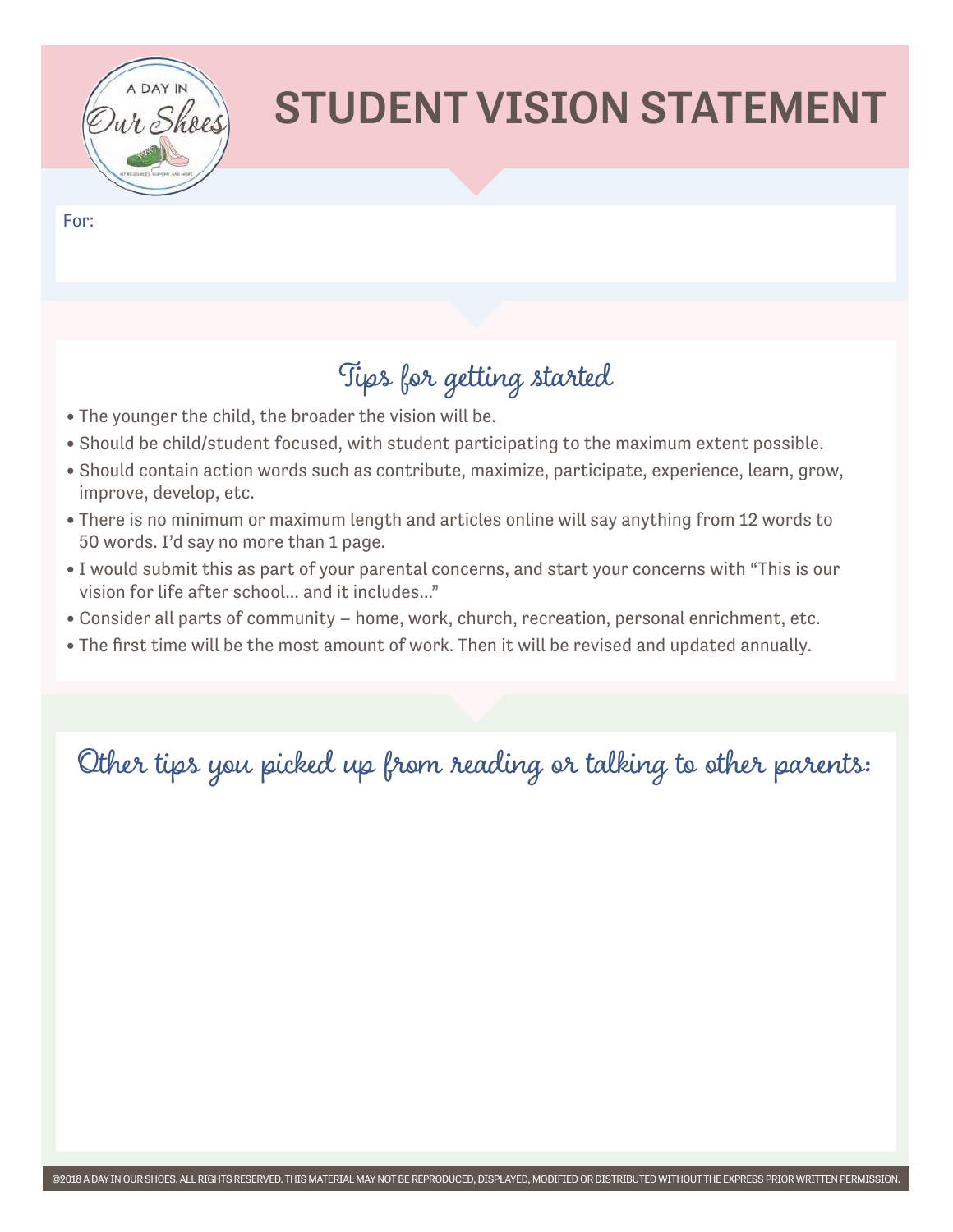# STUDENT VISION STATEMENT

For:

## Tips for getting started

- The younger the child, the broader the vision will be.
- Should be child/student focused, with student participating to the maximum extent possible.
- Should contain action words such as contribute, maximize, participate, experience, learn, grow, improve, develop, etc.
- There is no minimum or maximum length and articles online will say anything from 12 words to 50 words. I'd say no more than 1 page.
- I would submit this as part of your parental concerns, and start your concerns with "This is our vision for life after school… and it includes…"
- Consider all parts of community – home, work, church, recreation, personal enrichment, etc.
- The first time will be the most amount of work. Then it will be revised and updated annually.

## Other tips you picked up from reading or talking to other parents:

©2018 A DAY IN OUR SHOES. ALL RIGHTS RESERVED. THIS MATERIAL MAY NOT BE REPRODUCED, DISPLAYED, MODIFIED OR DISTRIBUTED WITHOUT THE EXPRESS PRIOR WRITTEN PERMISSION.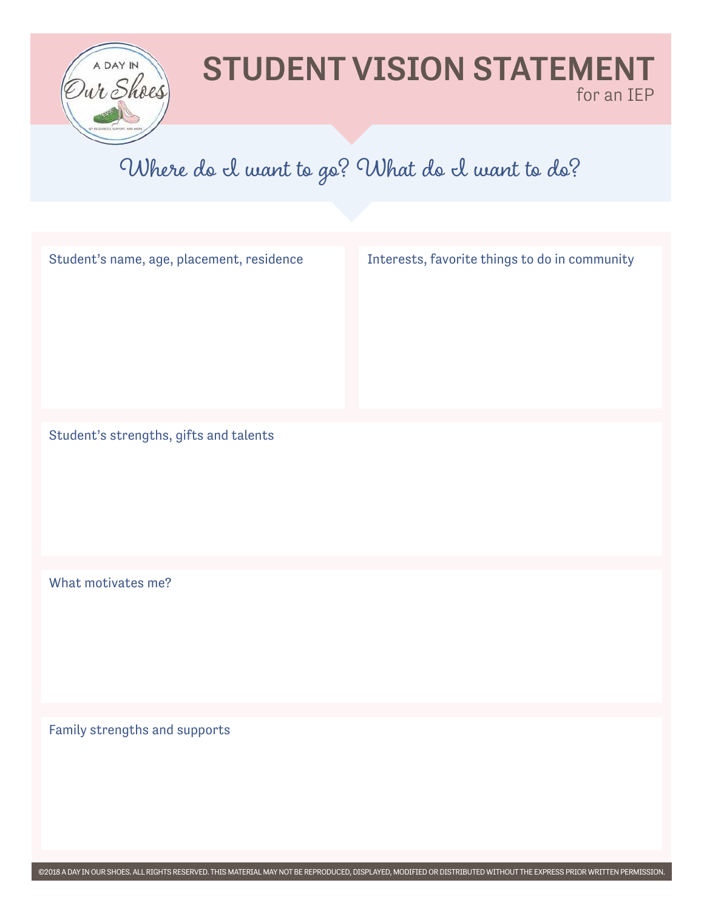# STUDENT VISION STATEMENT

for an IEP

*Where do I want to go? What do I want to do?*

Student's name, age, placement, residence

Interests, favorite things to do in community

Student's strengths, gifts and talents

What motivates me?

Family strengths and supports

©2018 A DAY IN OUR SHOES. ALL RIGHTS RESERVED. THIS MATERIAL MAY NOT BE REPRODUCED, DISPLAYED, MODIFIED OR DISTRIBUTED WITHOUT THE EXPRESS PRIOR WRITTEN PERMISSION.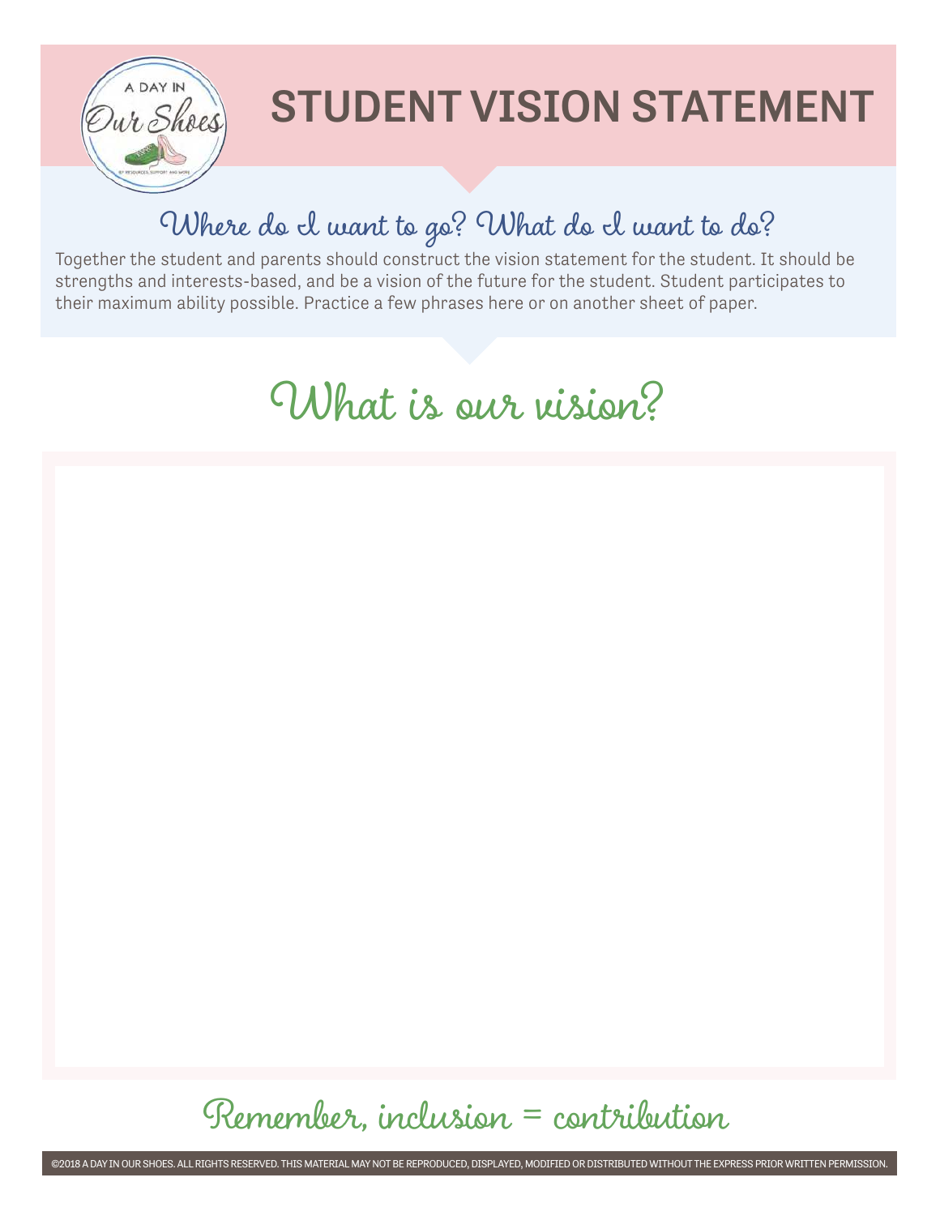# STUDENT VISION STATEMENT

## Where do I want to go? What do I want to do?

Together the student and parents should construct the vision statement for the student. It should be strengths and interests-based, and be a vision of the future for the student. Student participates to their maximum ability possible. Practice a few phrases here or on another sheet of paper.

## What is our vision?

Remember, inclusion = contribution

©2018 A DAY IN OUR SHOES. ALL RIGHTS RESERVED. THIS MATERIAL MAY NOT BE REPRODUCED, DISPLAYED, MODIFIED OR DISTRIBUTED WITHOUT THE EXPRESS PRIOR WRITTEN PERMISSION.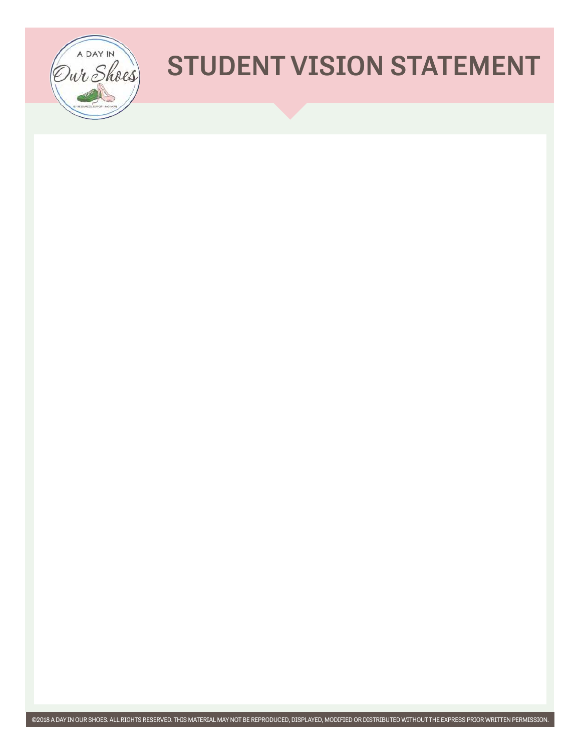# STUDENT VISION STATEMENT

©2018 A DAY IN OUR SHOES. ALL RIGHTS RESERVED. THIS MATERIAL MAY NOT BE REPRODUCED, DISPLAYED, MODIFIED OR DISTRIBUTED WITHOUT THE EXPRESS PRIOR WRITTEN PERMISSION.